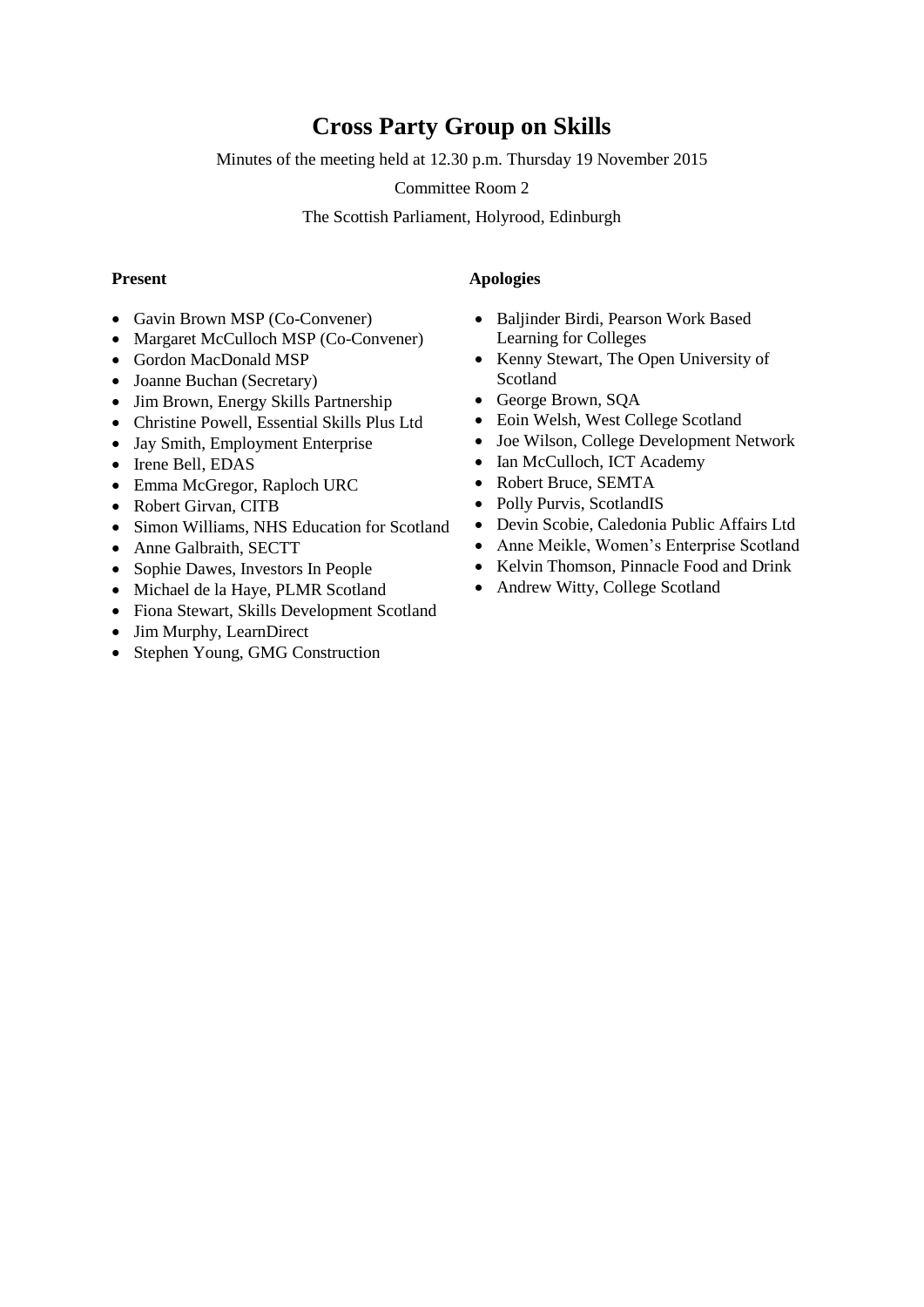# Cross Party Group on Skills

Minutes of the meeting held at 12.30 p.m. Thursday 19 November 2015

Committee Room 2

The Scottish Parliament, Holyrood, Edinburgh

**Present**

- Gavin Brown MSP (Co-Convener)
- Margaret McCulloch MSP (Co-Convener)
- Gordon MacDonald MSP
- Joanne Buchan (Secretary)
- Jim Brown, Energy Skills Partnership
- Christine Powell, Essential Skills Plus Ltd
- Jay Smith, Employment Enterprise
- Irene Bell, EDAS
- Emma McGregor, Raploch URC
- Robert Girvan, CITB
- Simon Williams, NHS Education for Scotland
- Anne Galbraith, SECTT
- Sophie Dawes, Investors In People
- Michael de la Haye, PLMR Scotland
- Fiona Stewart, Skills Development Scotland
- Jim Murphy, LearnDirect
- Stephen Young, GMG Construction

**Apologies**

- Baljinder Birdi, Pearson Work Based Learning for Colleges
- Kenny Stewart, The Open University of Scotland
- George Brown, SQA
- Eoin Welsh, West College Scotland
- Joe Wilson, College Development Network
- Ian McCulloch, ICT Academy
- Robert Bruce, SEMTA
- Polly Purvis, ScotlandIS
- Devin Scobie, Caledonia Public Affairs Ltd
- Anne Meikle, Women's Enterprise Scotland
- Kelvin Thomson, Pinnacle Food and Drink
- Andrew Witty, College Scotland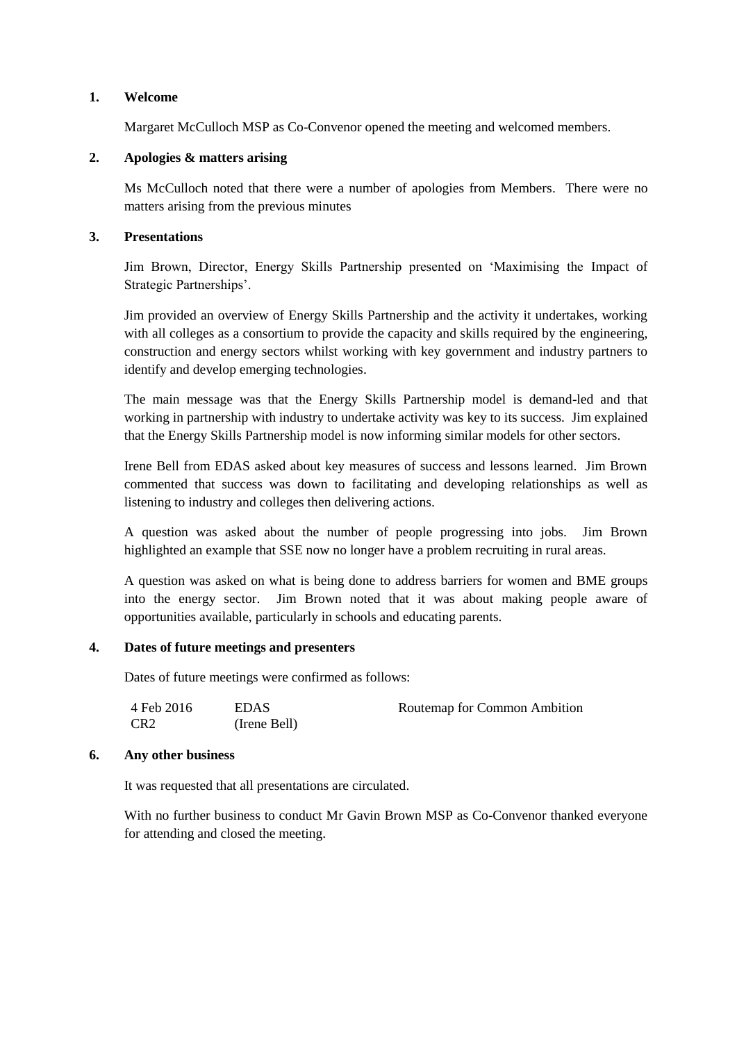## 1. Welcome

Margaret McCulloch MSP as Co-Convenor opened the meeting and welcomed members.

## 2. Apologies & matters arising

Ms McCulloch noted that there were a number of apologies from Members. There were no matters arising from the previous minutes

## 3. Presentations

Jim Brown, Director, Energy Skills Partnership presented on 'Maximising the Impact of Strategic Partnerships'.

Jim provided an overview of Energy Skills Partnership and the activity it undertakes, working with all colleges as a consortium to provide the capacity and skills required by the engineering, construction and energy sectors whilst working with key government and industry partners to identify and develop emerging technologies.

The main message was that the Energy Skills Partnership model is demand-led and that working in partnership with industry to undertake activity was key to its success. Jim explained that the Energy Skills Partnership model is now informing similar models for other sectors.

Irene Bell from EDAS asked about key measures of success and lessons learned. Jim Brown commented that success was down to facilitating and developing relationships as well as listening to industry and colleges then delivering actions.

A question was asked about the number of people progressing into jobs. Jim Brown highlighted an example that SSE now no longer have a problem recruiting in rural areas.

A question was asked on what is being done to address barriers for women and BME groups into the energy sector. Jim Brown noted that it was about making people aware of opportunities available, particularly in schools and educating parents.

## 4. Dates of future meetings and presenters

Dates of future meetings were confirmed as follows:

| | | |
|---|---|---|
| 4 Feb 2016<br>CR2 | EDAS<br>(Irene Bell) | Routemap for Common Ambition |

## 6. Any other business

It was requested that all presentations are circulated.

With no further business to conduct Mr Gavin Brown MSP as Co-Convenor thanked everyone for attending and closed the meeting.